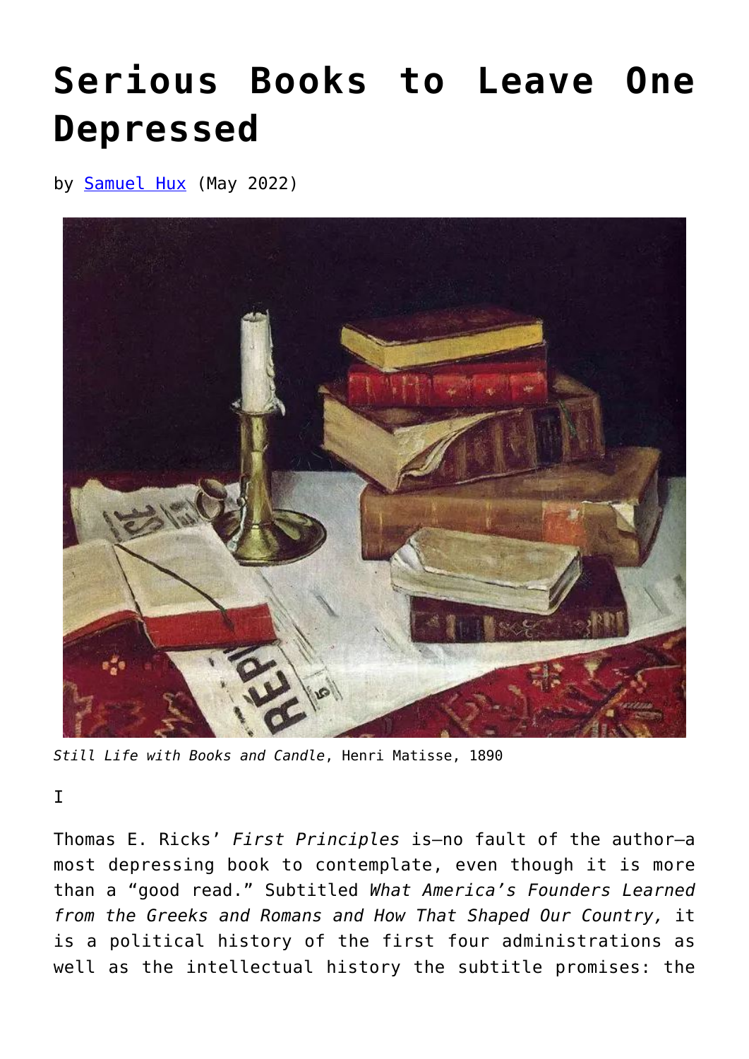# Serious Books to Leave One Depressed

by [Samuel Hux] (May 2022)

*Still Life with Books and Candle*, Henri Matisse, 1890

I

Thomas E. Ricks' *First Principles* is—no fault of the author—a most depressing book to contemplate, even though it is more than a "good read." Subtitled *What America's Founders Learned from the Greeks and Romans and How That Shaped Our Country,* it is a political history of the first four administrations as well as the intellectual history the subtitle promises: the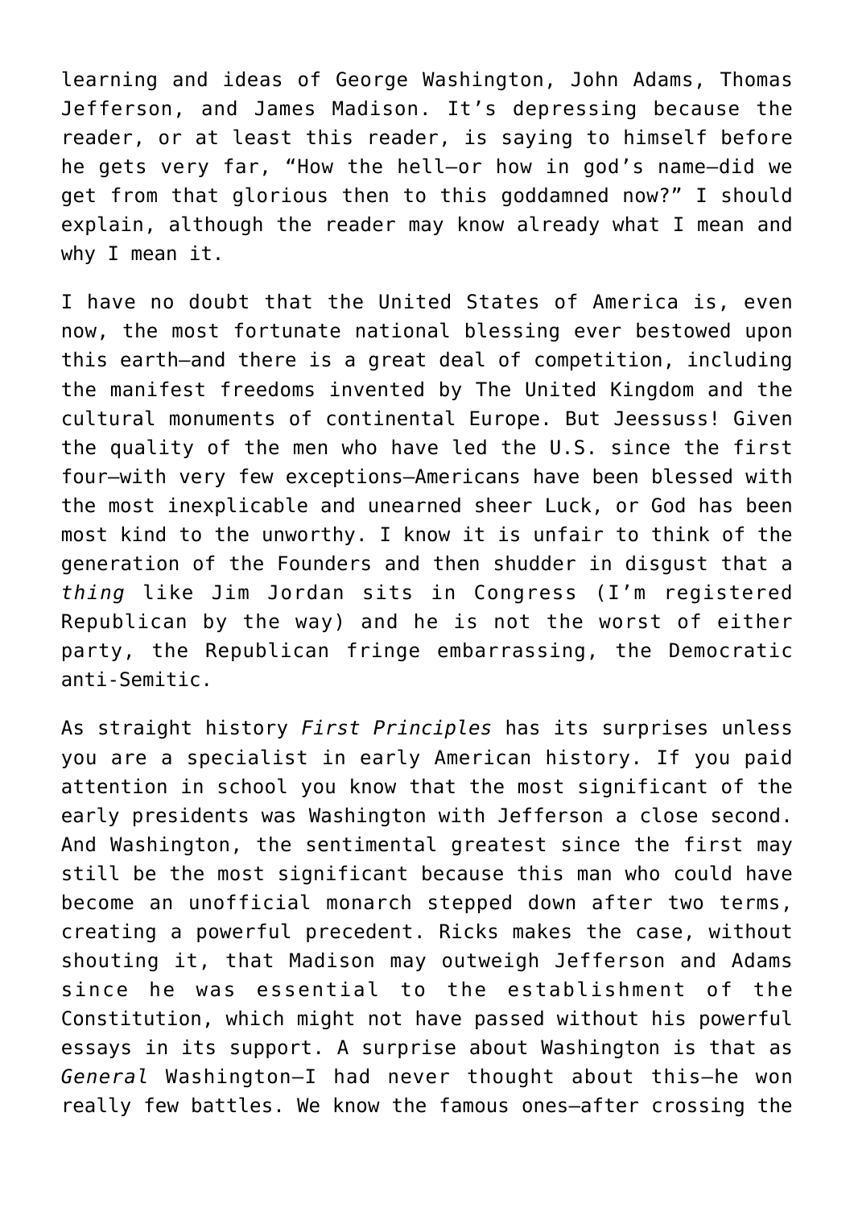learning and ideas of George Washington, John Adams, Thomas Jefferson, and James Madison. It's depressing because the reader, or at least this reader, is saying to himself before he gets very far, "How the hell—or how in god's name—did we get from that glorious then to this goddamned now?" I should explain, although the reader may know already what I mean and why I mean it.

I have no doubt that the United States of America is, even now, the most fortunate national blessing ever bestowed upon this earth—and there is a great deal of competition, including the manifest freedoms invented by The United Kingdom and the cultural monuments of continental Europe. But Jeessuss! Given the quality of the men who have led the U.S. since the first four—with very few exceptions—Americans have been blessed with the most inexplicable and unearned sheer Luck, or God has been most kind to the unworthy. I know it is unfair to think of the generation of the Founders and then shudder in disgust that a *thing* like Jim Jordan sits in Congress (I'm registered Republican by the way) and he is not the worst of either party, the Republican fringe embarrassing, the Democratic anti-Semitic.

As straight history *First Principles* has its surprises unless you are a specialist in early American history. If you paid attention in school you know that the most significant of the early presidents was Washington with Jefferson a close second. And Washington, the sentimental greatest since the first may still be the most significant because this man who could have become an unofficial monarch stepped down after two terms, creating a powerful precedent. Ricks makes the case, without shouting it, that Madison may outweigh Jefferson and Adams since he was essential to the establishment of the Constitution, which might not have passed without his powerful essays in its support. A surprise about Washington is that as *General* Washington—I had never thought about this—he won really few battles. We know the famous ones—after crossing the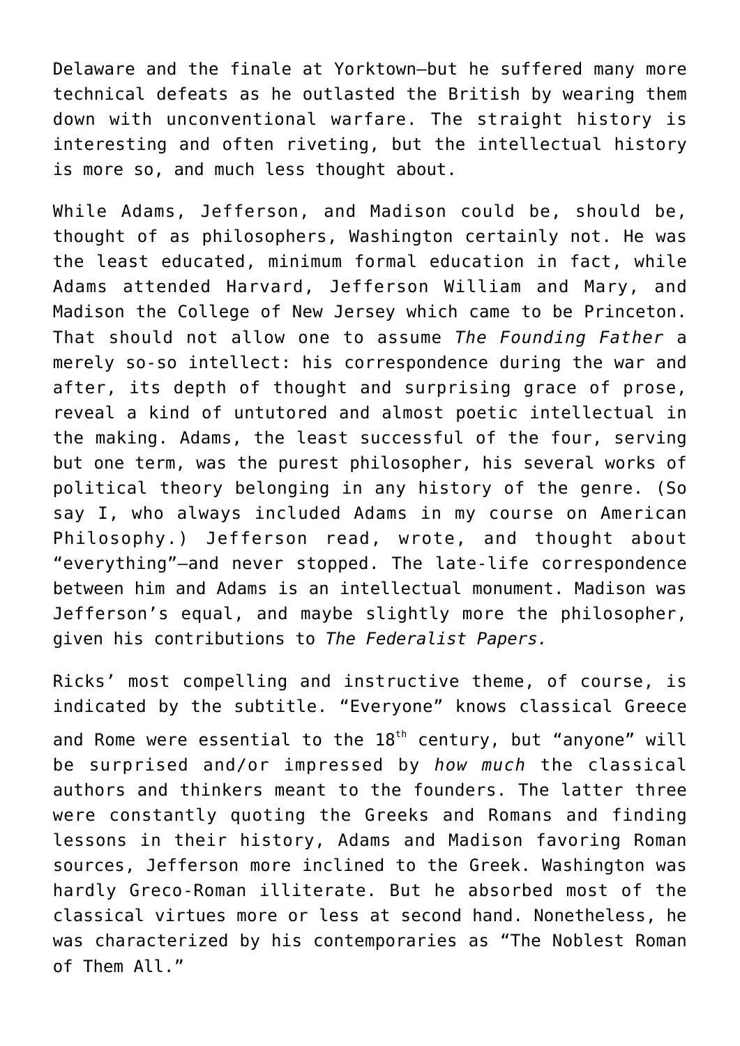Delaware and the finale at Yorktown—but he suffered many more technical defeats as he outlasted the British by wearing them down with unconventional warfare. The straight history is interesting and often riveting, but the intellectual history is more so, and much less thought about.

While Adams, Jefferson, and Madison could be, should be, thought of as philosophers, Washington certainly not. He was the least educated, minimum formal education in fact, while Adams attended Harvard, Jefferson William and Mary, and Madison the College of New Jersey which came to be Princeton. That should not allow one to assume *The Founding Father* a merely so-so intellect: his correspondence during the war and after, its depth of thought and surprising grace of prose, reveal a kind of untutored and almost poetic intellectual in the making. Adams, the least successful of the four, serving but one term, was the purest philosopher, his several works of political theory belonging in any history of the genre. (So say I, who always included Adams in my course on American Philosophy.) Jefferson read, wrote, and thought about "everything"—and never stopped. The late-life correspondence between him and Adams is an intellectual monument. Madison was Jefferson's equal, and maybe slightly more the philosopher, given his contributions to *The Federalist Papers.*

Ricks' most compelling and instructive theme, of course, is indicated by the subtitle. "Everyone" knows classical Greece and Rome were essential to the 18th century, but "anyone" will be surprised and/or impressed by *how much* the classical authors and thinkers meant to the founders. The latter three were constantly quoting the Greeks and Romans and finding lessons in their history, Adams and Madison favoring Roman sources, Jefferson more inclined to the Greek. Washington was hardly Greco-Roman illiterate. But he absorbed most of the classical virtues more or less at second hand. Nonetheless, he was characterized by his contemporaries as "The Noblest Roman of Them All."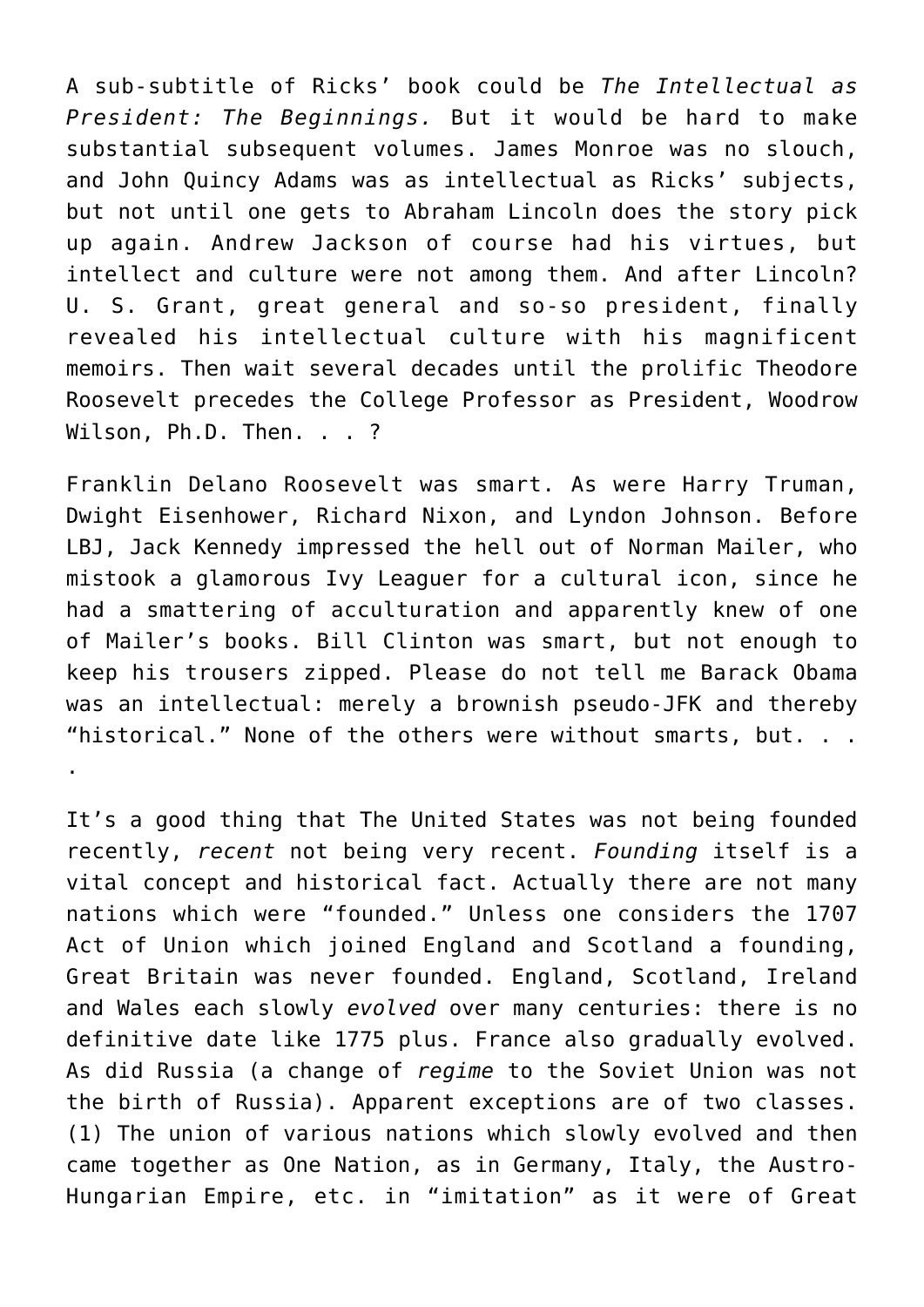A sub-subtitle of Ricks' book could be *The Intellectual as President: The Beginnings.* But it would be hard to make substantial subsequent volumes. James Monroe was no slouch, and John Quincy Adams was as intellectual as Ricks' subjects, but not until one gets to Abraham Lincoln does the story pick up again. Andrew Jackson of course had his virtues, but intellect and culture were not among them. And after Lincoln? U. S. Grant, great general and so-so president, finally revealed his intellectual culture with his magnificent memoirs. Then wait several decades until the prolific Theodore Roosevelt precedes the College Professor as President, Woodrow Wilson, Ph.D. Then. . . ?

Franklin Delano Roosevelt was smart. As were Harry Truman, Dwight Eisenhower, Richard Nixon, and Lyndon Johnson. Before LBJ, Jack Kennedy impressed the hell out of Norman Mailer, who mistook a glamorous Ivy Leaguer for a cultural icon, since he had a smattering of acculturation and apparently knew of one of Mailer's books. Bill Clinton was smart, but not enough to keep his trousers zipped. Please do not tell me Barack Obama was an intellectual: merely a brownish pseudo-JFK and thereby "historical." None of the others were without smarts, but. . . .

It's a good thing that The United States was not being founded recently, *recent* not being very recent. *Founding* itself is a vital concept and historical fact. Actually there are not many nations which were "founded." Unless one considers the 1707 Act of Union which joined England and Scotland a founding, Great Britain was never founded. England, Scotland, Ireland and Wales each slowly *evolved* over many centuries: there is no definitive date like 1775 plus. France also gradually evolved. As did Russia (a change of *regime* to the Soviet Union was not the birth of Russia). Apparent exceptions are of two classes. (1) The union of various nations which slowly evolved and then came together as One Nation, as in Germany, Italy, the Austro-Hungarian Empire, etc. in "imitation" as it were of Great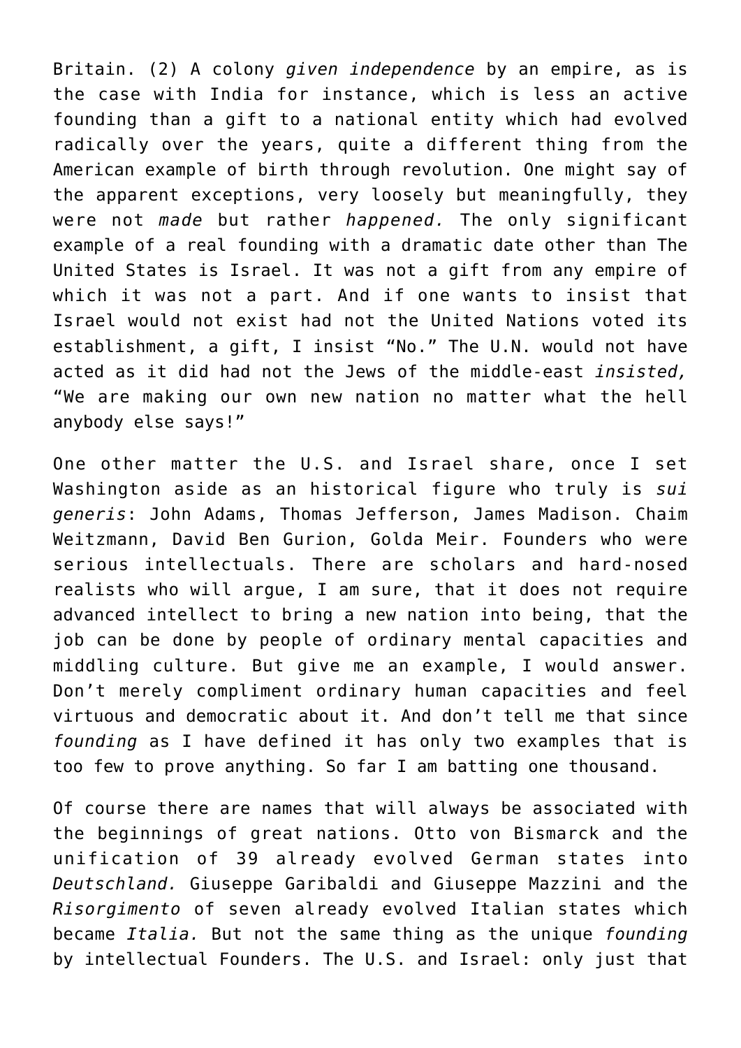Britain. (2) A colony *given independence* by an empire, as is the case with India for instance, which is less an active founding than a gift to a national entity which had evolved radically over the years, quite a different thing from the American example of birth through revolution. One might say of the apparent exceptions, very loosely but meaningfully, they were not *made* but rather *happened.* The only significant example of a real founding with a dramatic date other than The United States is Israel. It was not a gift from any empire of which it was not a part. And if one wants to insist that Israel would not exist had not the United Nations voted its establishment, a gift, I insist "No." The U.N. would not have acted as it did had not the Jews of the middle-east *insisted,* "We are making our own new nation no matter what the hell anybody else says!"

One other matter the U.S. and Israel share, once I set Washington aside as an historical figure who truly is *sui generis*: John Adams, Thomas Jefferson, James Madison. Chaim Weitzmann, David Ben Gurion, Golda Meir. Founders who were serious intellectuals. There are scholars and hard-nosed realists who will argue, I am sure, that it does not require advanced intellect to bring a new nation into being, that the job can be done by people of ordinary mental capacities and middling culture. But give me an example, I would answer. Don't merely compliment ordinary human capacities and feel virtuous and democratic about it. And don't tell me that since *founding* as I have defined it has only two examples that is too few to prove anything. So far I am batting one thousand.

Of course there are names that will always be associated with the beginnings of great nations. Otto von Bismarck and the unification of 39 already evolved German states into *Deutschland.* Giuseppe Garibaldi and Giuseppe Mazzini and the *Risorgimento* of seven already evolved Italian states which became *Italia.* But not the same thing as the unique *founding* by intellectual Founders. The U.S. and Israel: only just that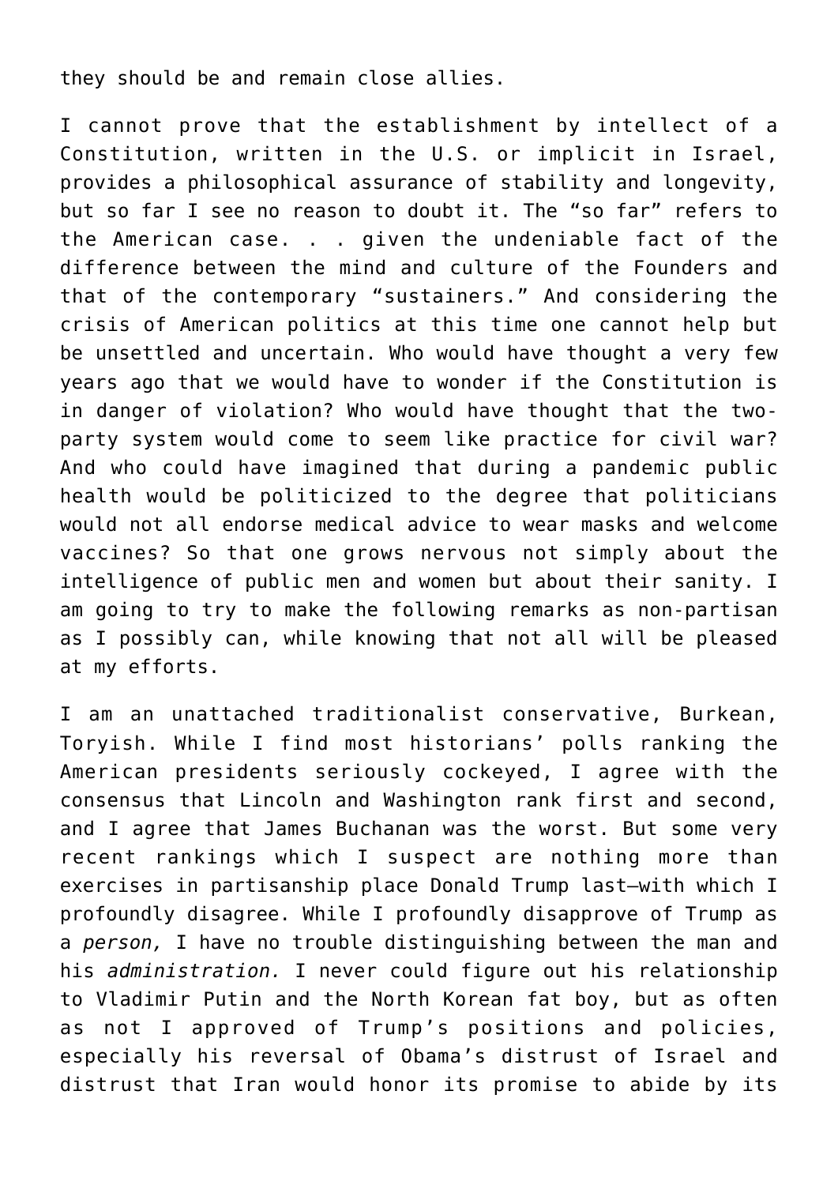they should be and remain close allies.

I cannot prove that the establishment by intellect of a Constitution, written in the U.S. or implicit in Israel, provides a philosophical assurance of stability and longevity, but so far I see no reason to doubt it. The "so far" refers to the American case. . . given the undeniable fact of the difference between the mind and culture of the Founders and that of the contemporary "sustainers." And considering the crisis of American politics at this time one cannot help but be unsettled and uncertain. Who would have thought a very few years ago that we would have to wonder if the Constitution is in danger of violation? Who would have thought that the two-party system would come to seem like practice for civil war? And who could have imagined that during a pandemic public health would be politicized to the degree that politicians would not all endorse medical advice to wear masks and welcome vaccines? So that one grows nervous not simply about the intelligence of public men and women but about their sanity. I am going to try to make the following remarks as non-partisan as I possibly can, while knowing that not all will be pleased at my efforts.

I am an unattached traditionalist conservative, Burkean, Toryish. While I find most historians' polls ranking the American presidents seriously cockeyed, I agree with the consensus that Lincoln and Washington rank first and second, and I agree that James Buchanan was the worst. But some very recent rankings which I suspect are nothing more than exercises in partisanship place Donald Trump last—with which I profoundly disagree. While I profoundly disapprove of Trump as a *person,* I have no trouble distinguishing between the man and his *administration.* I never could figure out his relationship to Vladimir Putin and the North Korean fat boy, but as often as not I approved of Trump's positions and policies, especially his reversal of Obama's distrust of Israel and distrust that Iran would honor its promise to abide by its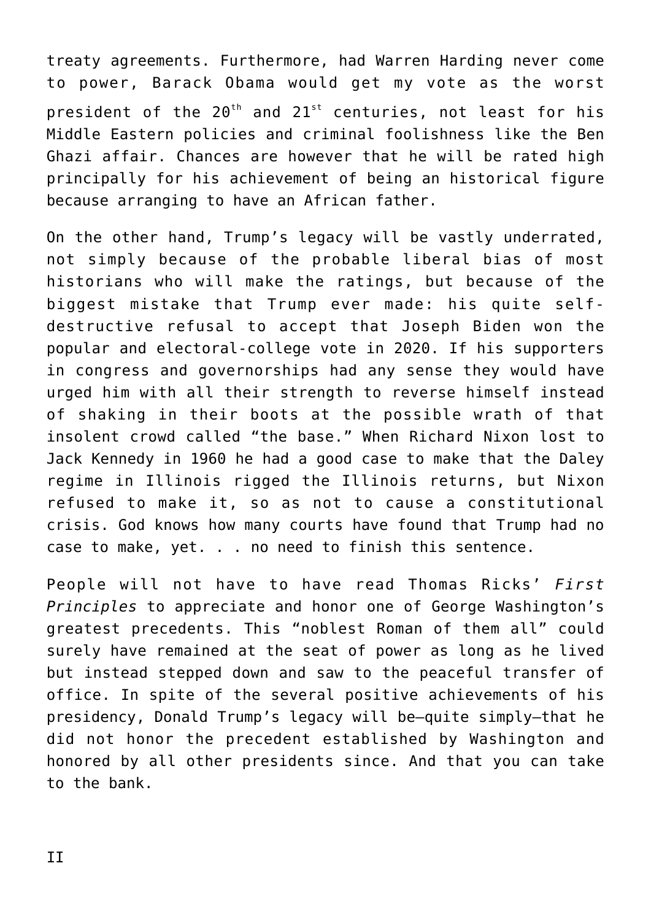treaty agreements. Furthermore, had Warren Harding never come to power, Barack Obama would get my vote as the worst president of the 20th and 21st centuries, not least for his Middle Eastern policies and criminal foolishness like the Ben Ghazi affair. Chances are however that he will be rated high principally for his achievement of being an historical figure because arranging to have an African father.

On the other hand, Trump's legacy will be vastly underrated, not simply because of the probable liberal bias of most historians who will make the ratings, but because of the biggest mistake that Trump ever made: his quite self-destructive refusal to accept that Joseph Biden won the popular and electoral-college vote in 2020. If his supporters in congress and governorships had any sense they would have urged him with all their strength to reverse himself instead of shaking in their boots at the possible wrath of that insolent crowd called "the base." When Richard Nixon lost to Jack Kennedy in 1960 he had a good case to make that the Daley regime in Illinois rigged the Illinois returns, but Nixon refused to make it, so as not to cause a constitutional crisis. God knows how many courts have found that Trump had no case to make, yet. . . no need to finish this sentence.

People will not have to have read Thomas Ricks' *First Principles* to appreciate and honor one of George Washington's greatest precedents. This "noblest Roman of them all" could surely have remained at the seat of power as long as he lived but instead stepped down and saw to the peaceful transfer of office. In spite of the several positive achievements of his presidency, Donald Trump's legacy will be—quite simply—that he did not honor the precedent established by Washington and honored by all other presidents since. And that you can take to the bank.

II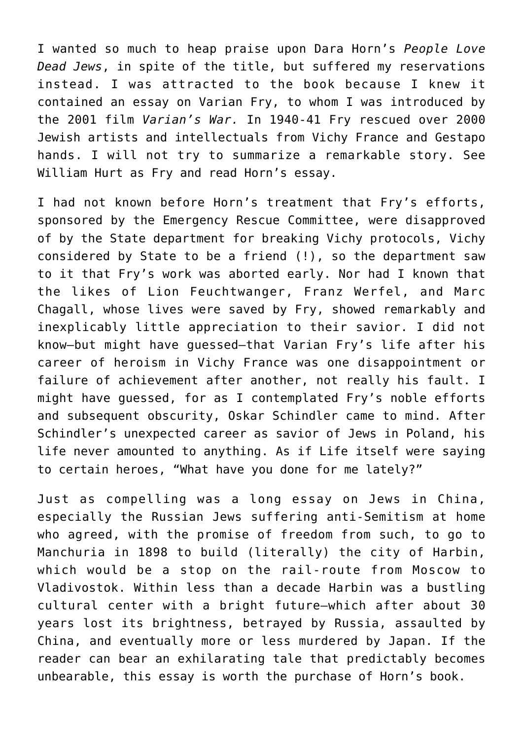I wanted so much to heap praise upon Dara Horn's *People Love Dead Jews*, in spite of the title, but suffered my reservations instead. I was attracted to the book because I knew it contained an essay on Varian Fry, to whom I was introduced by the 2001 film *Varian's War.* In 1940-41 Fry rescued over 2000 Jewish artists and intellectuals from Vichy France and Gestapo hands. I will not try to summarize a remarkable story. See William Hurt as Fry and read Horn's essay.

I had not known before Horn's treatment that Fry's efforts, sponsored by the Emergency Rescue Committee, were disapproved of by the State department for breaking Vichy protocols, Vichy considered by State to be a friend (!), so the department saw to it that Fry's work was aborted early. Nor had I known that the likes of Lion Feuchtwanger, Franz Werfel, and Marc Chagall, whose lives were saved by Fry, showed remarkably and inexplicably little appreciation to their savior. I did not know—but might have guessed—that Varian Fry's life after his career of heroism in Vichy France was one disappointment or failure of achievement after another, not really his fault. I might have guessed, for as I contemplated Fry's noble efforts and subsequent obscurity, Oskar Schindler came to mind. After Schindler's unexpected career as savior of Jews in Poland, his life never amounted to anything. As if Life itself were saying to certain heroes, "What have you done for me lately?"

Just as compelling was a long essay on Jews in China, especially the Russian Jews suffering anti-Semitism at home who agreed, with the promise of freedom from such, to go to Manchuria in 1898 to build (literally) the city of Harbin, which would be a stop on the rail-route from Moscow to Vladivostok. Within less than a decade Harbin was a bustling cultural center with a bright future—which after about 30 years lost its brightness, betrayed by Russia, assaulted by China, and eventually more or less murdered by Japan. If the reader can bear an exhilarating tale that predictably becomes unbearable, this essay is worth the purchase of Horn's book.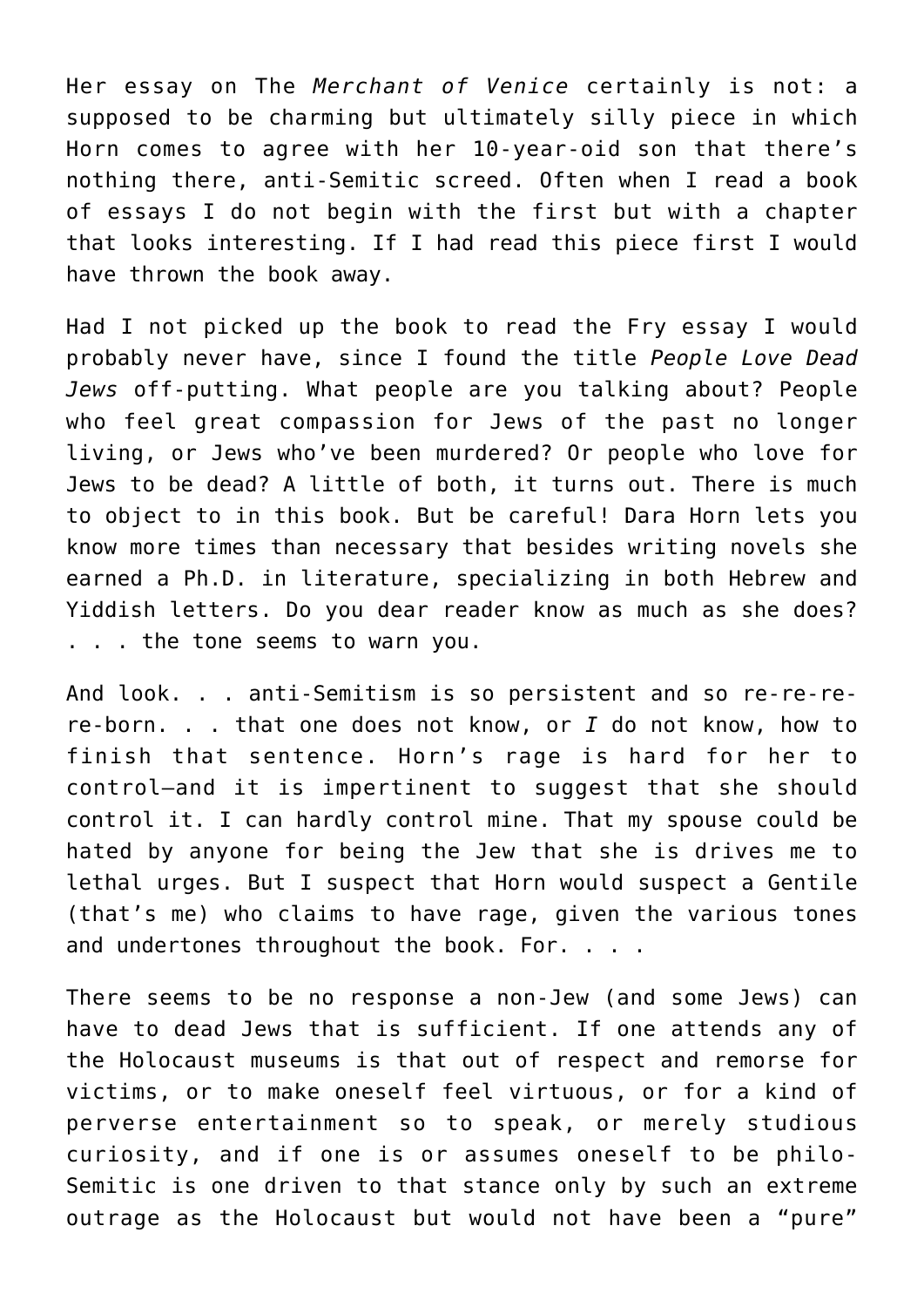Her essay on The *Merchant of Venice* certainly is not: a supposed to be charming but ultimately silly piece in which Horn comes to agree with her 10-year-oid son that there's nothing there, anti-Semitic screed. Often when I read a book of essays I do not begin with the first but with a chapter that looks interesting. If I had read this piece first I would have thrown the book away.

Had I not picked up the book to read the Fry essay I would probably never have, since I found the title *People Love Dead Jews* off-putting. What people are you talking about? People who feel great compassion for Jews of the past no longer living, or Jews who've been murdered? Or people who love for Jews to be dead? A little of both, it turns out. There is much to object to in this book. But be careful! Dara Horn lets you know more times than necessary that besides writing novels she earned a Ph.D. in literature, specializing in both Hebrew and Yiddish letters. Do you dear reader know as much as she does? . . . the tone seems to warn you.

And look. . . anti-Semitism is so persistent and so re-re-re-re-born. . . that one does not know, or *I* do not know, how to finish that sentence. Horn's rage is hard for her to control—and it is impertinent to suggest that she should control it. I can hardly control mine. That my spouse could be hated by anyone for being the Jew that she is drives me to lethal urges. But I suspect that Horn would suspect a Gentile (that's me) who claims to have rage, given the various tones and undertones throughout the book. For. . . .

There seems to be no response a non-Jew (and some Jews) can have to dead Jews that is sufficient. If one attends any of the Holocaust museums is that out of respect and remorse for victims, or to make oneself feel virtuous, or for a kind of perverse entertainment so to speak, or merely studious curiosity, and if one is or assumes oneself to be philo-Semitic is one driven to that stance only by such an extreme outrage as the Holocaust but would not have been a "pure"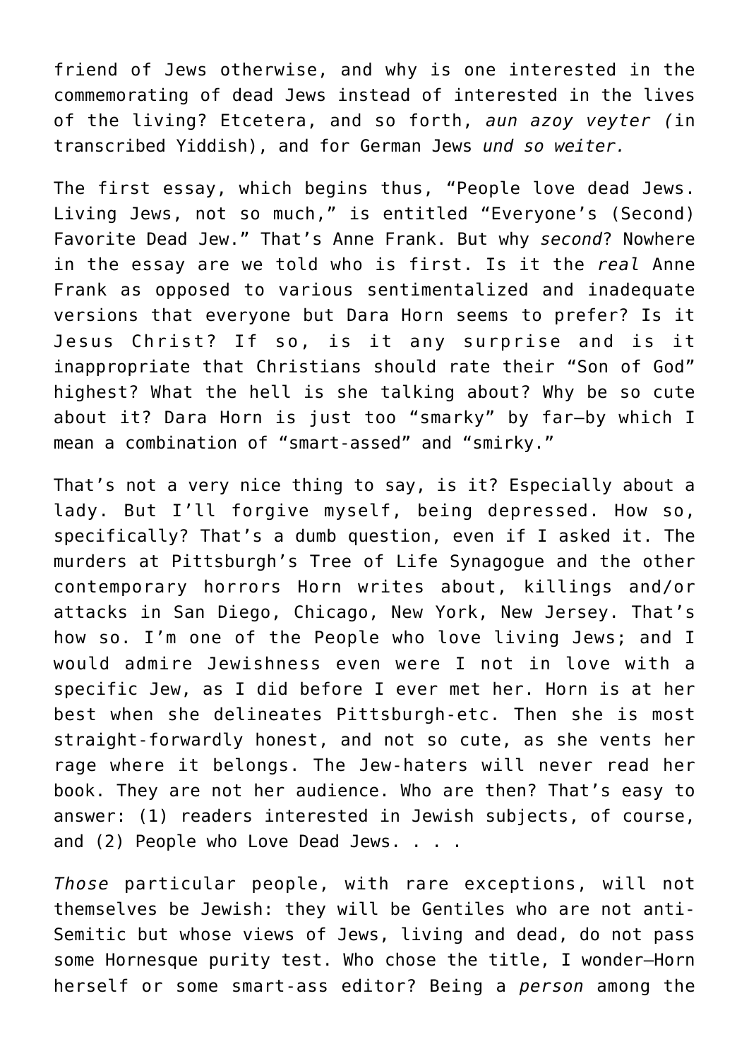friend of Jews otherwise, and why is one interested in the commemorating of dead Jews instead of interested in the lives of the living? Etcetera, and so forth, *aun azoy veyter (*in transcribed Yiddish), and for German Jews *und so weiter.*

The first essay, which begins thus, "People love dead Jews. Living Jews, not so much," is entitled "Everyone's (Second) Favorite Dead Jew." That's Anne Frank. But why *second*? Nowhere in the essay are we told who is first. Is it the *real* Anne Frank as opposed to various sentimentalized and inadequate versions that everyone but Dara Horn seems to prefer? Is it Jesus Christ? If so, is it any surprise and is it inappropriate that Christians should rate their "Son of God" highest? What the hell is she talking about? Why be so cute about it? Dara Horn is just too "smarky" by far—by which I mean a combination of "smart-assed" and "smirky."

That's not a very nice thing to say, is it? Especially about a lady. But I'll forgive myself, being depressed. How so, specifically? That's a dumb question, even if I asked it. The murders at Pittsburgh's Tree of Life Synagogue and the other contemporary horrors Horn writes about, killings and/or attacks in San Diego, Chicago, New York, New Jersey. That's how so. I'm one of the People who love living Jews; and I would admire Jewishness even were I not in love with a specific Jew, as I did before I ever met her. Horn is at her best when she delineates Pittsburgh-etc. Then she is most straight-forwardly honest, and not so cute, as she vents her rage where it belongs. The Jew-haters will never read her book. They are not her audience. Who are then? That's easy to answer: (1) readers interested in Jewish subjects, of course, and (2) People who Love Dead Jews. . . .

*Those* particular people, with rare exceptions, will not themselves be Jewish: they will be Gentiles who are not anti-Semitic but whose views of Jews, living and dead, do not pass some Hornesque purity test. Who chose the title, I wonder—Horn herself or some smart-ass editor? Being a *person* among the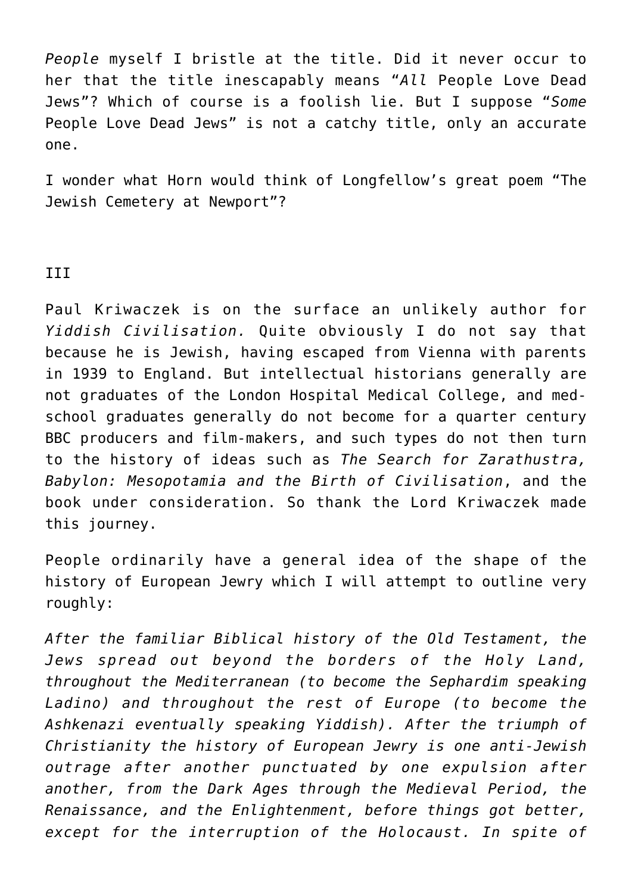*People* myself I bristle at the title. Did it never occur to her that the title inescapably means "*All* People Love Dead Jews"? Which of course is a foolish lie. But I suppose "*Some* People Love Dead Jews" is not a catchy title, only an accurate one.

I wonder what Horn would think of Longfellow's great poem "The Jewish Cemetery at Newport"?

III

Paul Kriwaczek is on the surface an unlikely author for *Yiddish Civilisation.* Quite obviously I do not say that because he is Jewish, having escaped from Vienna with parents in 1939 to England. But intellectual historians generally are not graduates of the London Hospital Medical College, and med-school graduates generally do not become for a quarter century BBC producers and film-makers, and such types do not then turn to the history of ideas such as *The Search for Zarathustra, Babylon: Mesopotamia and the Birth of Civilisation*, and the book under consideration. So thank the Lord Kriwaczek made this journey.

People ordinarily have a general idea of the shape of the history of European Jewry which I will attempt to outline very roughly:

*After the familiar Biblical history of the Old Testament, the Jews spread out beyond the borders of the Holy Land, throughout the Mediterranean (to become the Sephardim speaking Ladino) and throughout the rest of Europe (to become the Ashkenazi eventually speaking Yiddish). After the triumph of Christianity the history of European Jewry is one anti-Jewish outrage after another punctuated by one expulsion after another, from the Dark Ages through the Medieval Period, the Renaissance, and the Enlightenment, before things got better, except for the interruption of the Holocaust. In spite of*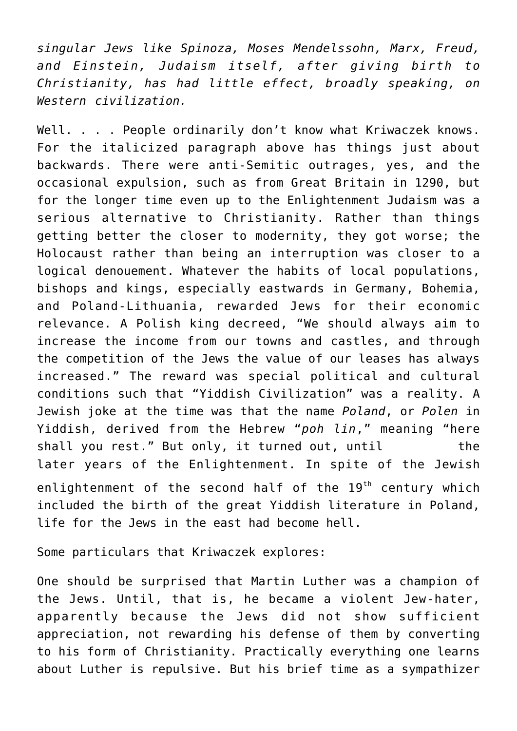*singular Jews like Spinoza, Moses Mendelssohn, Marx, Freud, and Einstein, Judaism itself, after giving birth to Christianity, has had little effect, broadly speaking, on Western civilization.*

Well. . . . People ordinarily don't know what Kriwaczek knows. For the italicized paragraph above has things just about backwards. There were anti-Semitic outrages, yes, and the occasional expulsion, such as from Great Britain in 1290, but for the longer time even up to the Enlightenment Judaism was a serious alternative to Christianity. Rather than things getting better the closer to modernity, they got worse; the Holocaust rather than being an interruption was closer to a logical denouement. Whatever the habits of local populations, bishops and kings, especially eastwards in Germany, Bohemia, and Poland-Lithuania, rewarded Jews for their economic relevance. A Polish king decreed, "We should always aim to increase the income from our towns and castles, and through the competition of the Jews the value of our leases has always increased." The reward was special political and cultural conditions such that "Yiddish Civilization" was a reality. A Jewish joke at the time was that the name *Poland*, or *Polen* in Yiddish, derived from the Hebrew "*poh lin*," meaning "here shall you rest." But only, it turned out, until the later years of the Enlightenment. In spite of the Jewish enlightenment of the second half of the 19th century which included the birth of the great Yiddish literature in Poland, life for the Jews in the east had become hell.

Some particulars that Kriwaczek explores:

One should be surprised that Martin Luther was a champion of the Jews. Until, that is, he became a violent Jew-hater, apparently because the Jews did not show sufficient appreciation, not rewarding his defense of them by converting to his form of Christianity. Practically everything one learns about Luther is repulsive. But his brief time as a sympathizer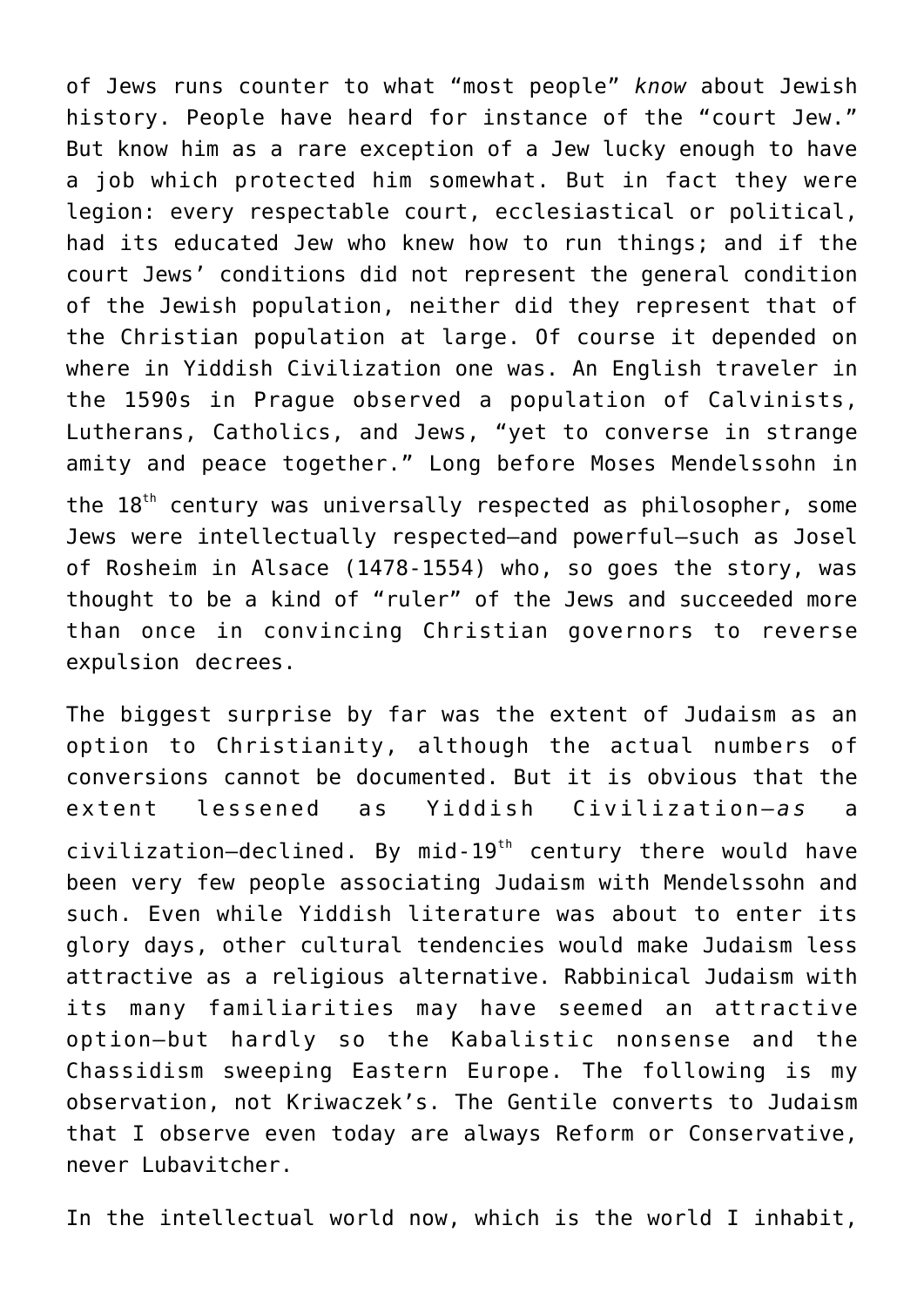of Jews runs counter to what "most people" *know* about Jewish history. People have heard for instance of the "court Jew." But know him as a rare exception of a Jew lucky enough to have a job which protected him somewhat. But in fact they were legion: every respectable court, ecclesiastical or political, had its educated Jew who knew how to run things; and if the court Jews' conditions did not represent the general condition of the Jewish population, neither did they represent that of the Christian population at large. Of course it depended on where in Yiddish Civilization one was. An English traveler in the 1590s in Prague observed a population of Calvinists, Lutherans, Catholics, and Jews, "yet to converse in strange amity and peace together." Long before Moses Mendelssohn in the 18th century was universally respected as philosopher, some Jews were intellectually respected—and powerful—such as Josel of Rosheim in Alsace (1478-1554) who, so goes the story, was thought to be a kind of "ruler" of the Jews and succeeded more than once in convincing Christian governors to reverse expulsion decrees.

The biggest surprise by far was the extent of Judaism as an option to Christianity, although the actual numbers of conversions cannot be documented. But it is obvious that the extent lessened as Yiddish Civilization—*as* a civilization—declined. By mid-19th century there would have been very few people associating Judaism with Mendelssohn and such. Even while Yiddish literature was about to enter its glory days, other cultural tendencies would make Judaism less attractive as a religious alternative. Rabbinical Judaism with its many familiarities may have seemed an attractive option—but hardly so the Kabalistic nonsense and the Chassidism sweeping Eastern Europe. The following is my observation, not Kriwaczek's. The Gentile converts to Judaism that I observe even today are always Reform or Conservative, never Lubavitcher.

In the intellectual world now, which is the world I inhabit,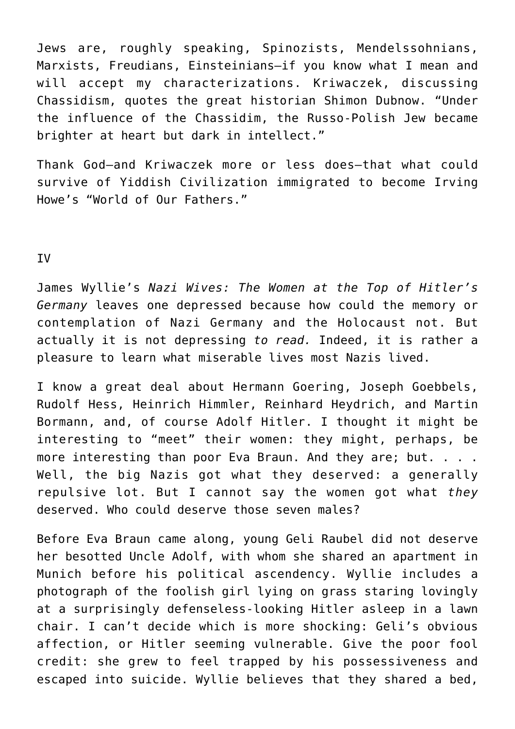Jews are, roughly speaking, Spinozists, Mendelssohnians, Marxists, Freudians, Einsteinians—if you know what I mean and will accept my characterizations. Kriwaczek, discussing Chassidism, quotes the great historian Shimon Dubnow. "Under the influence of the Chassidim, the Russo-Polish Jew became brighter at heart but dark in intellect."

Thank God—and Kriwaczek more or less does—that what could survive of Yiddish Civilization immigrated to become Irving Howe's "World of Our Fathers."

IV

James Wyllie's *Nazi Wives: The Women at the Top of Hitler's Germany* leaves one depressed because how could the memory or contemplation of Nazi Germany and the Holocaust not. But actually it is not depressing *to read.* Indeed, it is rather a pleasure to learn what miserable lives most Nazis lived.

I know a great deal about Hermann Goering, Joseph Goebbels, Rudolf Hess, Heinrich Himmler, Reinhard Heydrich, and Martin Bormann, and, of course Adolf Hitler. I thought it might be interesting to "meet" their women: they might, perhaps, be more interesting than poor Eva Braun. And they are; but. . . . Well, the big Nazis got what they deserved: a generally repulsive lot. But I cannot say the women got what *they* deserved. Who could deserve those seven males?

Before Eva Braun came along, young Geli Raubel did not deserve her besotted Uncle Adolf, with whom she shared an apartment in Munich before his political ascendency. Wyllie includes a photograph of the foolish girl lying on grass staring lovingly at a surprisingly defenseless-looking Hitler asleep in a lawn chair. I can't decide which is more shocking: Geli's obvious affection, or Hitler seeming vulnerable. Give the poor fool credit: she grew to feel trapped by his possessiveness and escaped into suicide. Wyllie believes that they shared a bed,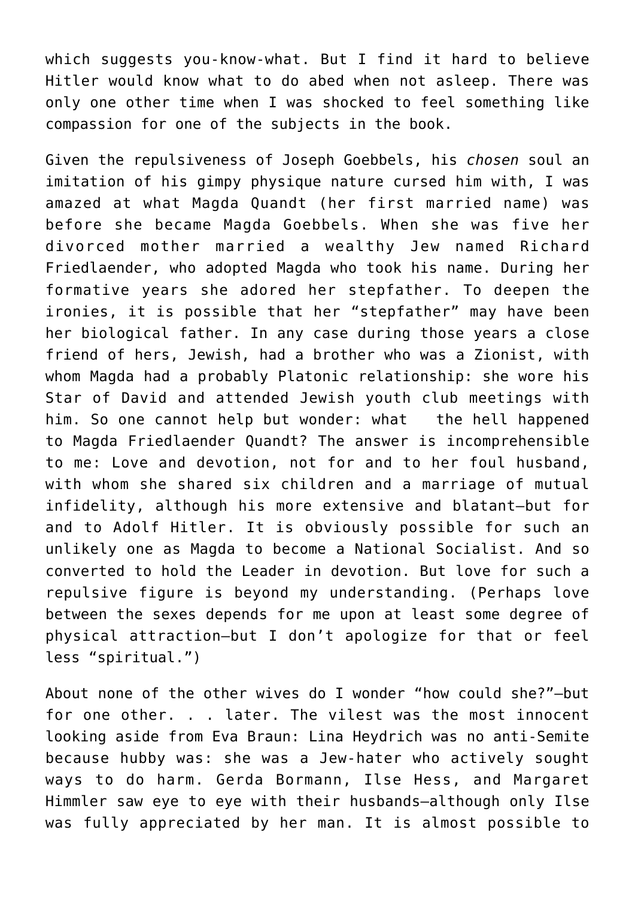which suggests you-know-what. But I find it hard to believe Hitler would know what to do abed when not asleep. There was only one other time when I was shocked to feel something like compassion for one of the subjects in the book.

Given the repulsiveness of Joseph Goebbels, his *chosen* soul an imitation of his gimpy physique nature cursed him with, I was amazed at what Magda Quandt (her first married name) was before she became Magda Goebbels. When she was five her divorced mother married a wealthy Jew named Richard Friedlaender, who adopted Magda who took his name. During her formative years she adored her stepfather. To deepen the ironies, it is possible that her "stepfather" may have been her biological father. In any case during those years a close friend of hers, Jewish, had a brother who was a Zionist, with whom Magda had a probably Platonic relationship: she wore his Star of David and attended Jewish youth club meetings with him. So one cannot help but wonder: what the hell happened to Magda Friedlaender Quandt? The answer is incomprehensible to me: Love and devotion, not for and to her foul husband, with whom she shared six children and a marriage of mutual infidelity, although his more extensive and blatant—but for and to Adolf Hitler. It is obviously possible for such an unlikely one as Magda to become a National Socialist. And so converted to hold the Leader in devotion. But love for such a repulsive figure is beyond my understanding. (Perhaps love between the sexes depends for me upon at least some degree of physical attraction—but I don't apologize for that or feel less "spiritual.")

About none of the other wives do I wonder "how could she?"—but for one other. . . later. The vilest was the most innocent looking aside from Eva Braun: Lina Heydrich was no anti-Semite because hubby was: she was a Jew-hater who actively sought ways to do harm. Gerda Bormann, Ilse Hess, and Margaret Himmler saw eye to eye with their husbands—although only Ilse was fully appreciated by her man. It is almost possible to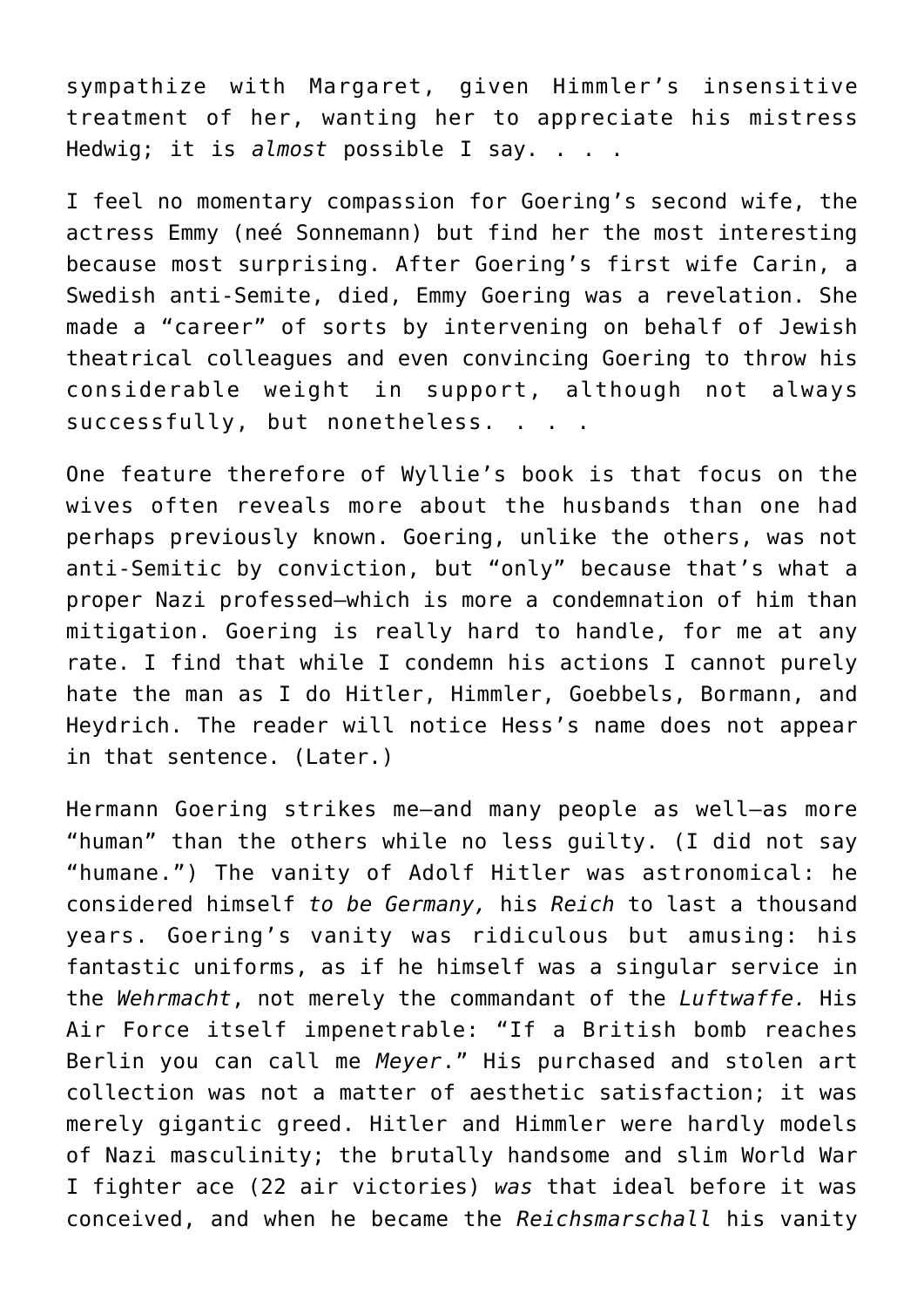sympathize with Margaret, given Himmler's insensitive treatment of her, wanting her to appreciate his mistress Hedwig; it is *almost* possible I say. . . .

I feel no momentary compassion for Goering's second wife, the actress Emmy (neé Sonnemann) but find her the most interesting because most surprising. After Goering's first wife Carin, a Swedish anti-Semite, died, Emmy Goering was a revelation. She made a "career" of sorts by intervening on behalf of Jewish theatrical colleagues and even convincing Goering to throw his considerable weight in support, although not always successfully, but nonetheless. . . .

One feature therefore of Wyllie's book is that focus on the wives often reveals more about the husbands than one had perhaps previously known. Goering, unlike the others, was not anti-Semitic by conviction, but "only" because that's what a proper Nazi professed—which is more a condemnation of him than mitigation. Goering is really hard to handle, for me at any rate. I find that while I condemn his actions I cannot purely hate the man as I do Hitler, Himmler, Goebbels, Bormann, and Heydrich. The reader will notice Hess's name does not appear in that sentence. (Later.)

Hermann Goering strikes me—and many people as well—as more "human" than the others while no less guilty. (I did not say "humane.") The vanity of Adolf Hitler was astronomical: he considered himself *to be Germany,* his *Reich* to last a thousand years. Goering's vanity was ridiculous but amusing: his fantastic uniforms, as if he himself was a singular service in the *Wehrmacht*, not merely the commandant of the *Luftwaffe.* His Air Force itself impenetrable: "If a British bomb reaches Berlin you can call me *Meyer*." His purchased and stolen art collection was not a matter of aesthetic satisfaction; it was merely gigantic greed. Hitler and Himmler were hardly models of Nazi masculinity; the brutally handsome and slim World War I fighter ace (22 air victories) *was* that ideal before it was conceived, and when he became the *Reichsmarschall* his vanity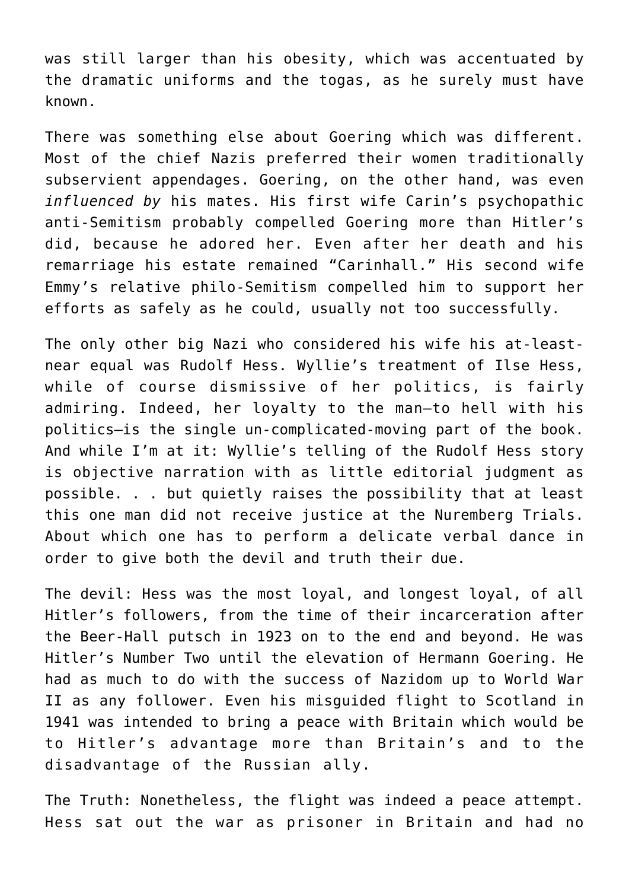was still larger than his obesity, which was accentuated by the dramatic uniforms and the togas, as he surely must have known.

There was something else about Goering which was different. Most of the chief Nazis preferred their women traditionally subservient appendages. Goering, on the other hand, was even *influenced by* his mates. His first wife Carin's psychopathic anti-Semitism probably compelled Goering more than Hitler's did, because he adored her. Even after her death and his remarriage his estate remained "Carinhall." His second wife Emmy's relative philo-Semitism compelled him to support her efforts as safely as he could, usually not too successfully.

The only other big Nazi who considered his wife his at-least-near equal was Rudolf Hess. Wyllie's treatment of Ilse Hess, while of course dismissive of her politics, is fairly admiring. Indeed, her loyalty to the man—to hell with his politics—is the single un-complicated-moving part of the book. And while I'm at it: Wyllie's telling of the Rudolf Hess story is objective narration with as little editorial judgment as possible. . . but quietly raises the possibility that at least this one man did not receive justice at the Nuremberg Trials. About which one has to perform a delicate verbal dance in order to give both the devil and truth their due.

The devil: Hess was the most loyal, and longest loyal, of all Hitler's followers, from the time of their incarceration after the Beer-Hall putsch in 1923 on to the end and beyond. He was Hitler's Number Two until the elevation of Hermann Goering. He had as much to do with the success of Nazidom up to World War II as any follower. Even his misguided flight to Scotland in 1941 was intended to bring a peace with Britain which would be to Hitler's advantage more than Britain's and to the disadvantage of the Russian ally.

The Truth: Nonetheless, the flight was indeed a peace attempt. Hess sat out the war as prisoner in Britain and had no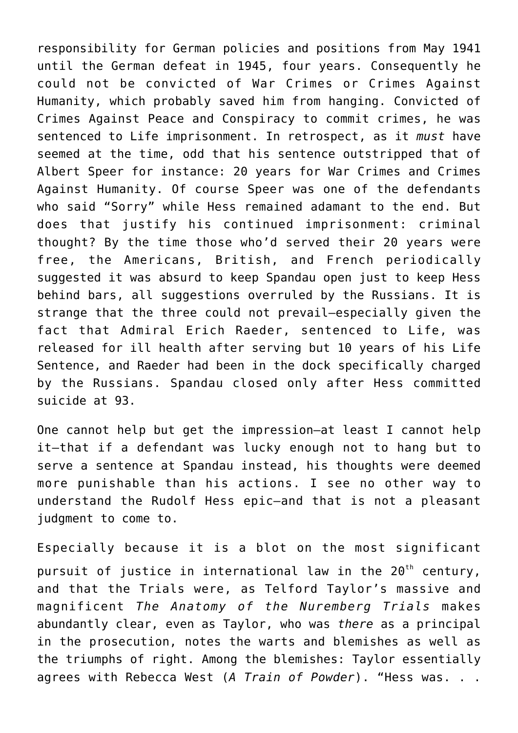responsibility for German policies and positions from May 1941 until the German defeat in 1945, four years. Consequently he could not be convicted of War Crimes or Crimes Against Humanity, which probably saved him from hanging. Convicted of Crimes Against Peace and Conspiracy to commit crimes, he was sentenced to Life imprisonment. In retrospect, as it *must* have seemed at the time, odd that his sentence outstripped that of Albert Speer for instance: 20 years for War Crimes and Crimes Against Humanity. Of course Speer was one of the defendants who said "Sorry" while Hess remained adamant to the end. But does that justify his continued imprisonment: criminal thought? By the time those who'd served their 20 years were free, the Americans, British, and French periodically suggested it was absurd to keep Spandau open just to keep Hess behind bars, all suggestions overruled by the Russians. It is strange that the three could not prevail—especially given the fact that Admiral Erich Raeder, sentenced to Life, was released for ill health after serving but 10 years of his Life Sentence, and Raeder had been in the dock specifically charged by the Russians. Spandau closed only after Hess committed suicide at 93.

One cannot help but get the impression—at least I cannot help it—that if a defendant was lucky enough not to hang but to serve a sentence at Spandau instead, his thoughts were deemed more punishable than his actions. I see no other way to understand the Rudolf Hess epic—and that is not a pleasant judgment to come to.

Especially because it is a blot on the most significant pursuit of justice in international law in the 20th century, and that the Trials were, as Telford Taylor's massive and magnificent *The Anatomy of the Nuremberg Trials* makes abundantly clear, even as Taylor, who was *there* as a principal in the prosecution, notes the warts and blemishes as well as the triumphs of right. Among the blemishes: Taylor essentially agrees with Rebecca West (*A Train of Powder*). "Hess was. . .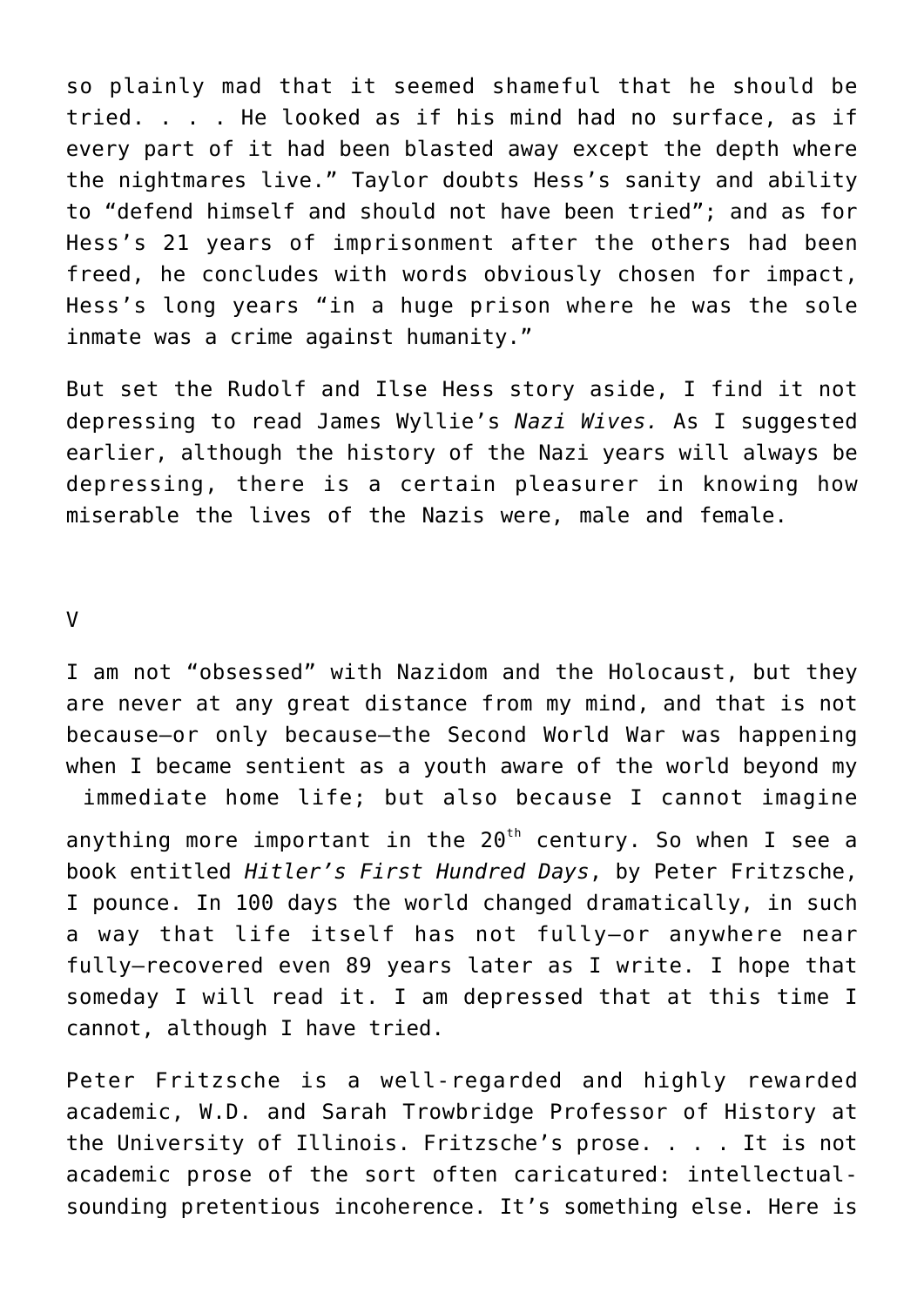so plainly mad that it seemed shameful that he should be tried. . . . He looked as if his mind had no surface, as if every part of it had been blasted away except the depth where the nightmares live.” Taylor doubts Hess’s sanity and ability to “defend himself and should not have been tried”; and as for Hess’s 21 years of imprisonment after the others had been freed, he concludes with words obviously chosen for impact, Hess’s long years “in a huge prison where he was the sole inmate was a crime against humanity.”

But set the Rudolf and Ilse Hess story aside, I find it not depressing to read James Wyllie’s *Nazi Wives.* As I suggested earlier, although the history of the Nazi years will always be depressing, there is a certain pleasurer in knowing how miserable the lives of the Nazis were, male and female.

V

I am not “obsessed” with Nazidom and the Holocaust, but they are never at any great distance from my mind, and that is not because—or only because—the Second World War was happening when I became sentient as a youth aware of the world beyond my immediate home life; but also because I cannot imagine anything more important in the 20th century. So when I see a book entitled *Hitler’s First Hundred Days*, by Peter Fritzsche, I pounce. In 100 days the world changed dramatically, in such a way that life itself has not fully—or anywhere near fully—recovered even 89 years later as I write. I hope that someday I will read it. I am depressed that at this time I cannot, although I have tried.

Peter Fritzsche is a well-regarded and highly rewarded academic, W.D. and Sarah Trowbridge Professor of History at the University of Illinois. Fritzsche’s prose. . . . It is not academic prose of the sort often caricatured: intellectual-sounding pretentious incoherence. It’s something else. Here is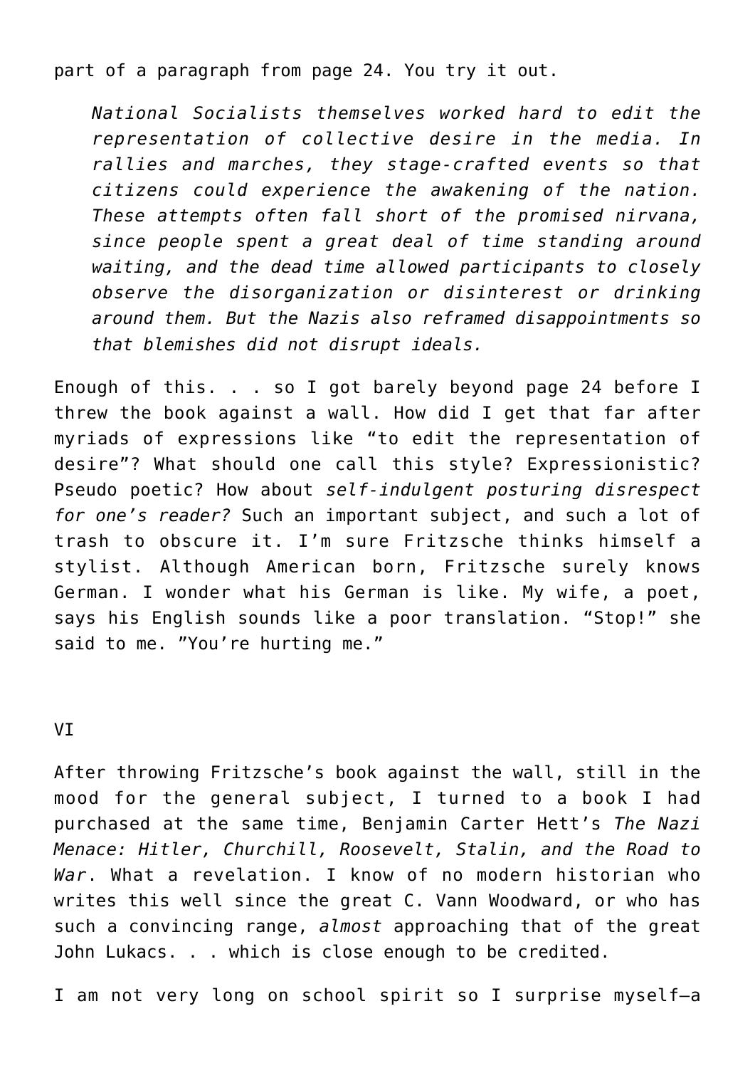part of a paragraph from page 24. You try it out.

> *National Socialists themselves worked hard to edit the representation of collective desire in the media. In rallies and marches, they stage-crafted events so that citizens could experience the awakening of the nation. These attempts often fall short of the promised nirvana, since people spent a great deal of time standing around waiting, and the dead time allowed participants to closely observe the disorganization or disinterest or drinking around them. But the Nazis also reframed disappointments so that blemishes did not disrupt ideals.*

Enough of this. . . so I got barely beyond page 24 before I threw the book against a wall. How did I get that far after myriads of expressions like "to edit the representation of desire"? What should one call this style? Expressionistic? Pseudo poetic? How about *self-indulgent posturing disrespect for one's reader?* Such an important subject, and such a lot of trash to obscure it. I'm sure Fritzsche thinks himself a stylist. Although American born, Fritzsche surely knows German. I wonder what his German is like. My wife, a poet, says his English sounds like a poor translation. "Stop!" she said to me. "You're hurting me."

## VI

After throwing Fritzsche's book against the wall, still in the mood for the general subject, I turned to a book I had purchased at the same time, Benjamin Carter Hett's *The Nazi Menace: Hitler, Churchill, Roosevelt, Stalin, and the Road to War*. What a revelation. I know of no modern historian who writes this well since the great C. Vann Woodward, or who has such a convincing range, *almost* approaching that of the great John Lukacs. . . which is close enough to be credited.

I am not very long on school spirit so I surprise myself—a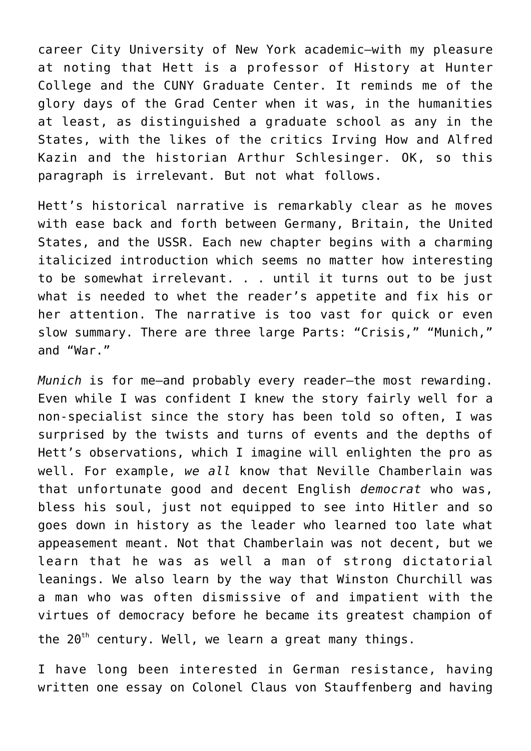career City University of New York academic—with my pleasure at noting that Hett is a professor of History at Hunter College and the CUNY Graduate Center. It reminds me of the glory days of the Grad Center when it was, in the humanities at least, as distinguished a graduate school as any in the States, with the likes of the critics Irving How and Alfred Kazin and the historian Arthur Schlesinger. OK, so this paragraph is irrelevant. But not what follows.

Hett's historical narrative is remarkably clear as he moves with ease back and forth between Germany, Britain, the United States, and the USSR. Each new chapter begins with a charming italicized introduction which seems no matter how interesting to be somewhat irrelevant. . . until it turns out to be just what is needed to whet the reader's appetite and fix his or her attention. The narrative is too vast for quick or even slow summary. There are three large Parts: "Crisis," "Munich," and "War."

*Munich* is for me—and probably every reader—the most rewarding. Even while I was confident I knew the story fairly well for a non-specialist since the story has been told so often, I was surprised by the twists and turns of events and the depths of Hett's observations, which I imagine will enlighten the pro as well. For example, *we all* know that Neville Chamberlain was that unfortunate good and decent English *democrat* who was, bless his soul, just not equipped to see into Hitler and so goes down in history as the leader who learned too late what appeasement meant. Not that Chamberlain was not decent, but we learn that he was as well a man of strong dictatorial leanings. We also learn by the way that Winston Churchill was a man who was often dismissive of and impatient with the virtues of democracy before he became its greatest champion of the 20th century. Well, we learn a great many things.

I have long been interested in German resistance, having written one essay on Colonel Claus von Stauffenberg and having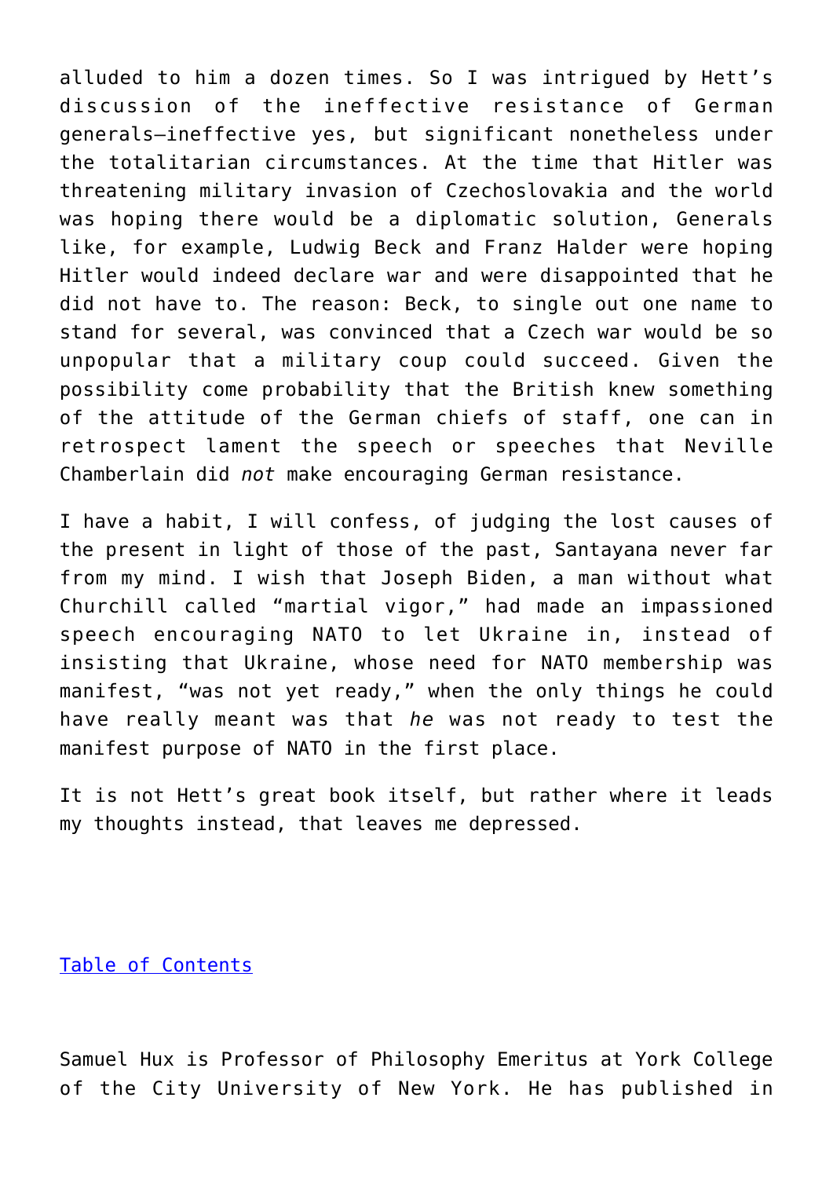alluded to him a dozen times. So I was intrigued by Hett's discussion of the ineffective resistance of German generals—ineffective yes, but significant nonetheless under the totalitarian circumstances. At the time that Hitler was threatening military invasion of Czechoslovakia and the world was hoping there would be a diplomatic solution, Generals like, for example, Ludwig Beck and Franz Halder were hoping Hitler would indeed declare war and were disappointed that he did not have to. The reason: Beck, to single out one name to stand for several, was convinced that a Czech war would be so unpopular that a military coup could succeed. Given the possibility come probability that the British knew something of the attitude of the German chiefs of staff, one can in retrospect lament the speech or speeches that Neville Chamberlain did *not* make encouraging German resistance.

I have a habit, I will confess, of judging the lost causes of the present in light of those of the past, Santayana never far from my mind. I wish that Joseph Biden, a man without what Churchill called "martial vigor," had made an impassioned speech encouraging NATO to let Ukraine in, instead of insisting that Ukraine, whose need for NATO membership was manifest, "was not yet ready," when the only things he could have really meant was that *he* was not ready to test the manifest purpose of NATO in the first place.

It is not Hett's great book itself, but rather where it leads my thoughts instead, that leaves me depressed.

Table of Contents

Samuel Hux is Professor of Philosophy Emeritus at York College of the City University of New York. He has published in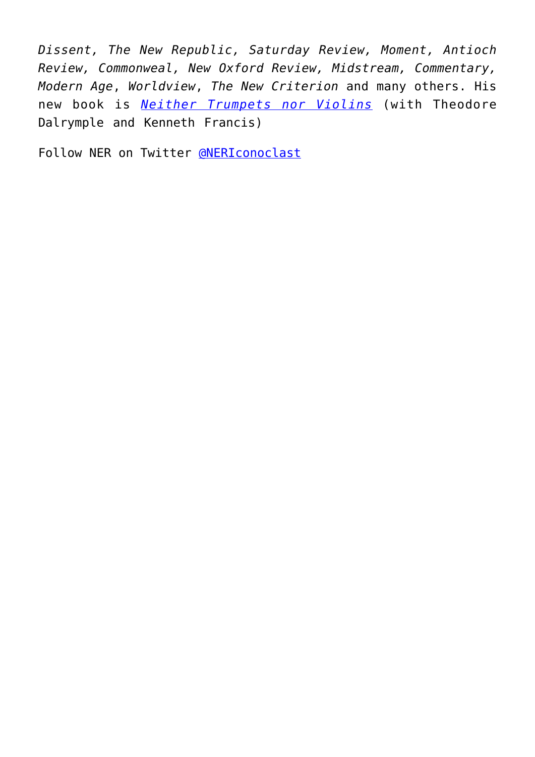*Dissent, The New Republic, Saturday Review, Moment, Antioch Review, Commonweal, New Oxford Review, Midstream, Commentary, Modern Age*, *Worldview*, *The New Criterion* and many others. His new book is *Neither Trumpets nor Violins* (with Theodore Dalrymple and Kenneth Francis)

Follow NER on Twitter @NERIconoclast